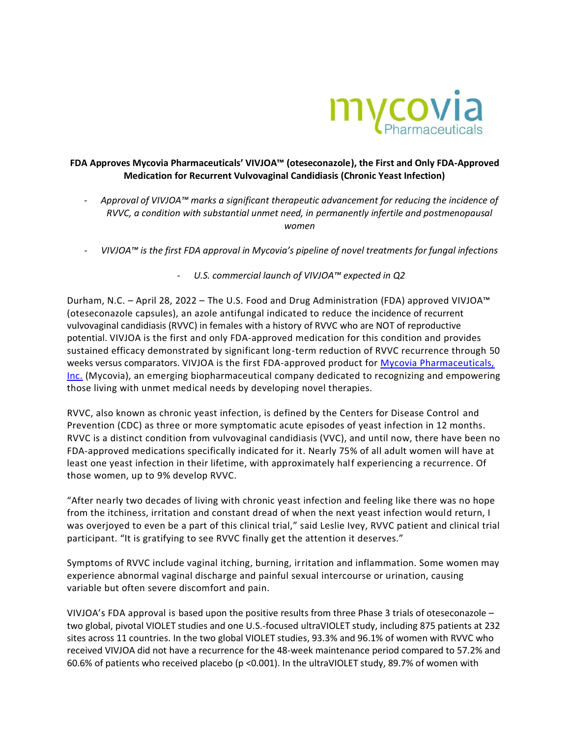# FDA Approves Mycovia Pharmaceuticals' VIVJOA™ (oteseconazole), the First and Only FDA-Approved Medication for Recurrent Vulvovaginal Candidiasis (Chronic Yeast Infection)

- *Approval of VIVJOA™ marks a significant therapeutic advancement for reducing the incidence of RVVC, a condition with substantial unmet need, in permanently infertile and postmenopausal women*
- *VIVJOA™ is the first FDA approval in Mycovia's pipeline of novel treatments for fungal infections*
- *U.S. commercial launch of VIVJOA™ expected in Q2*

Durham, N.C. – April 28, 2022 – The U.S. Food and Drug Administration (FDA) approved VIVJOA™ (oteseconazole capsules), an azole antifungal indicated to reduce the incidence of recurrent vulvovaginal candidiasis (RVVC) in females with a history of RVVC who are NOT of reproductive potential. VIVJOA is the first and only FDA-approved medication for this condition and provides sustained efficacy demonstrated by significant long-term reduction of RVVC recurrence through 50 weeks versus comparators. VIVJOA is the first FDA-approved product for Mycovia Pharmaceuticals, Inc. (Mycovia), an emerging biopharmaceutical company dedicated to recognizing and empowering those living with unmet medical needs by developing novel therapies.

RVVC, also known as chronic yeast infection, is defined by the Centers for Disease Control and Prevention (CDC) as three or more symptomatic acute episodes of yeast infection in 12 months. RVVC is a distinct condition from vulvovaginal candidiasis (VVC), and until now, there have been no FDA-approved medications specifically indicated for it. Nearly 75% of all adult women will have at least one yeast infection in their lifetime, with approximately half experiencing a recurrence. Of those women, up to 9% develop RVVC.

"After nearly two decades of living with chronic yeast infection and feeling like there was no hope from the itchiness, irritation and constant dread of when the next yeast infection would return, I was overjoyed to even be a part of this clinical trial," said Leslie Ivey, RVVC patient and clinical trial participant. "It is gratifying to see RVVC finally get the attention it deserves."

Symptoms of RVVC include vaginal itching, burning, irritation and inflammation. Some women may experience abnormal vaginal discharge and painful sexual intercourse or urination, causing variable but often severe discomfort and pain.

VIVJOA's FDA approval is based upon the positive results from three Phase 3 trials of oteseconazole – two global, pivotal VIOLET studies and one U.S.-focused ultraVIOLET study, including 875 patients at 232 sites across 11 countries. In the two global VIOLET studies, 93.3% and 96.1% of women with RVVC who received VIVJOA did not have a recurrence for the 48-week maintenance period compared to 57.2% and 60.6% of patients who received placebo ($p < 0.001$). In the ultraVIOLET study, 89.7% of women with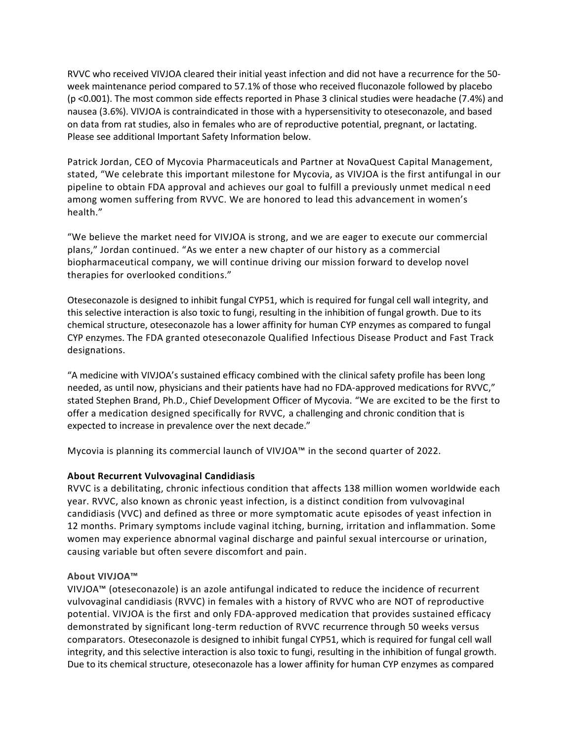RVVC who received VIVJOA cleared their initial yeast infection and did not have a recurrence for the 50-week maintenance period compared to 57.1% of those who received fluconazole followed by placebo ($p < 0.001$). The most common side effects reported in Phase 3 clinical studies were headache (7.4%) and nausea (3.6%). VIVJOA is contraindicated in those with a hypersensitivity to oteseconazole, and based on data from rat studies, also in females who are of reproductive potential, pregnant, or lactating. Please see additional Important Safety Information below.

Patrick Jordan, CEO of Mycovia Pharmaceuticals and Partner at NovaQuest Capital Management, stated, "We celebrate this important milestone for Mycovia, as VIVJOA is the first antifungal in our pipeline to obtain FDA approval and achieves our goal to fulfill a previously unmet medical need among women suffering from RVVC. We are honored to lead this advancement in women's health."

"We believe the market need for VIVJOA is strong, and we are eager to execute our commercial plans," Jordan continued. "As we enter a new chapter of our history as a commercial biopharmaceutical company, we will continue driving our mission forward to develop novel therapies for overlooked conditions."

Oteseconazole is designed to inhibit fungal CYP51, which is required for fungal cell wall integrity, and this selective interaction is also toxic to fungi, resulting in the inhibition of fungal growth. Due to its chemical structure, oteseconazole has a lower affinity for human CYP enzymes as compared to fungal CYP enzymes. The FDA granted oteseconazole Qualified Infectious Disease Product and Fast Track designations.

"A medicine with VIVJOA's sustained efficacy combined with the clinical safety profile has been long needed, as until now, physicians and their patients have had no FDA-approved medications for RVVC," stated Stephen Brand, Ph.D., Chief Development Officer of Mycovia. "We are excited to be the first to offer a medication designed specifically for RVVC, a challenging and chronic condition that is expected to increase in prevalence over the next decade."

Mycovia is planning its commercial launch of VIVJOA™ in the second quarter of 2022.

**About Recurrent Vulvovaginal Candidiasis**

RVVC is a debilitating, chronic infectious condition that affects 138 million women worldwide each year. RVVC, also known as chronic yeast infection, is a distinct condition from vulvovaginal candidiasis (VVC) and defined as three or more symptomatic acute episodes of yeast infection in 12 months. Primary symptoms include vaginal itching, burning, irritation and inflammation. Some women may experience abnormal vaginal discharge and painful sexual intercourse or urination, causing variable but often severe discomfort and pain.

**About VIVJOA™**

VIVJOA™ (oteseconazole) is an azole antifungal indicated to reduce the incidence of recurrent vulvovaginal candidiasis (RVVC) in females with a history of RVVC who are NOT of reproductive potential. VIVJOA is the first and only FDA-approved medication that provides sustained efficacy demonstrated by significant long-term reduction of RVVC recurrence through 50 weeks versus comparators. Oteseconazole is designed to inhibit fungal CYP51, which is required for fungal cell wall integrity, and this selective interaction is also toxic to fungi, resulting in the inhibition of fungal growth. Due to its chemical structure, oteseconazole has a lower affinity for human CYP enzymes as compared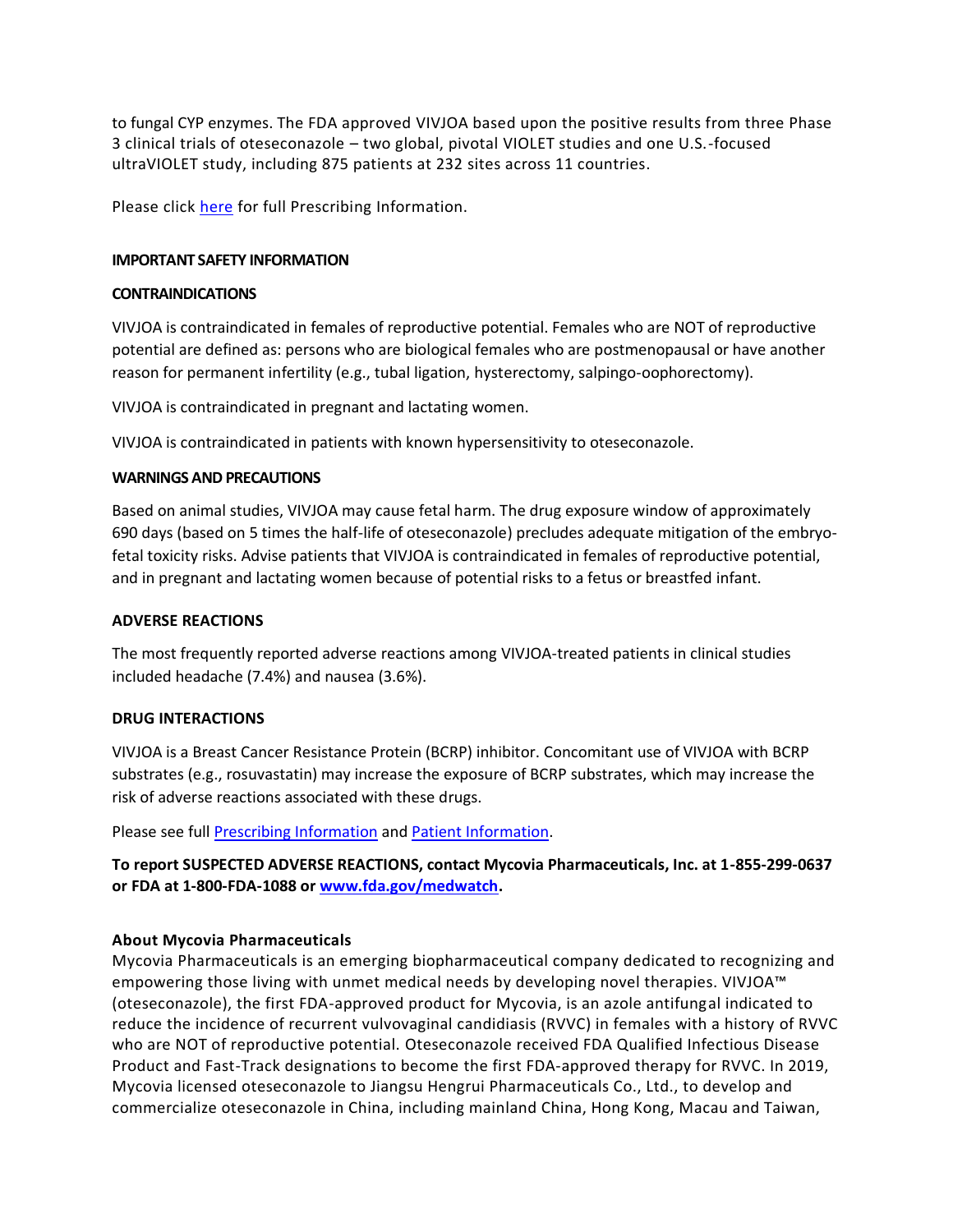to fungal CYP enzymes. The FDA approved VIVJOA based upon the positive results from three Phase 3 clinical trials of oteseconazole – two global, pivotal VIOLET studies and one U.S.-focused ultraVIOLET study, including 875 patients at 232 sites across 11 countries.

Please click [here](#) for full Prescribing Information.

**IMPORTANT SAFETY INFORMATION**

**CONTRAINDICATIONS**

VIVJOA is contraindicated in females of reproductive potential. Females who are NOT of reproductive potential are defined as: persons who are biological females who are postmenopausal or have another reason for permanent infertility (e.g., tubal ligation, hysterectomy, salpingo-oophorectomy).

VIVJOA is contraindicated in pregnant and lactating women.

VIVJOA is contraindicated in patients with known hypersensitivity to oteseconazole.

**WARNINGS AND PRECAUTIONS**

Based on animal studies, VIVJOA may cause fetal harm. The drug exposure window of approximately 690 days (based on 5 times the half-life of oteseconazole) precludes adequate mitigation of the embryo-fetal toxicity risks. Advise patients that VIVJOA is contraindicated in females of reproductive potential, and in pregnant and lactating women because of potential risks to a fetus or breastfed infant.

**ADVERSE REACTIONS**

The most frequently reported adverse reactions among VIVJOA-treated patients in clinical studies included headache (7.4%) and nausea (3.6%).

**DRUG INTERACTIONS**

VIVJOA is a Breast Cancer Resistance Protein (BCRP) inhibitor. Concomitant use of VIVJOA with BCRP substrates (e.g., rosuvastatin) may increase the exposure of BCRP substrates, which may increase the risk of adverse reactions associated with these drugs.

Please see full [Prescribing Information](#) and [Patient Information](#).

**To report SUSPECTED ADVERSE REACTIONS, contact Mycovia Pharmaceuticals, Inc. at 1-855-299-0637 or FDA at 1-800-FDA-1088 or [www.fda.gov/medwatch](http://www.fda.gov/medwatch).**

**About Mycovia Pharmaceuticals**

Mycovia Pharmaceuticals is an emerging biopharmaceutical company dedicated to recognizing and empowering those living with unmet medical needs by developing novel therapies. VIVJOA™ (oteseconazole), the first FDA-approved product for Mycovia, is an azole antifungal indicated to reduce the incidence of recurrent vulvovaginal candidiasis (RVVC) in females with a history of RVVC who are NOT of reproductive potential. Oteseconazole received FDA Qualified Infectious Disease Product and Fast-Track designations to become the first FDA-approved therapy for RVVC. In 2019, Mycovia licensed oteseconazole to Jiangsu Hengrui Pharmaceuticals Co., Ltd., to develop and commercialize oteseconazole in China, including mainland China, Hong Kong, Macau and Taiwan,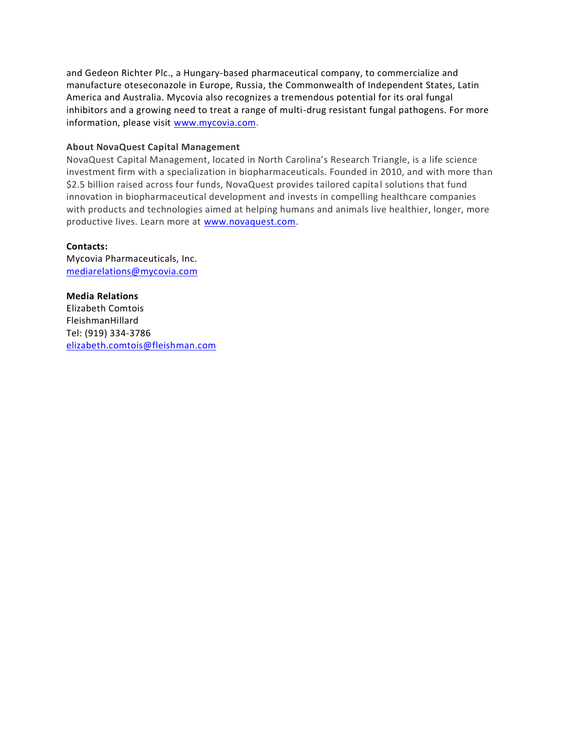and Gedeon Richter Plc., a Hungary-based pharmaceutical company, to commercialize and manufacture oteseconazole in Europe, Russia, the Commonwealth of Independent States, Latin America and Australia. Mycovia also recognizes a tremendous potential for its oral fungal inhibitors and a growing need to treat a range of multi-drug resistant fungal pathogens. For more information, please visit www.mycovia.com.

**About NovaQuest Capital Management**

NovaQuest Capital Management, located in North Carolina's Research Triangle, is a life science investment firm with a specialization in biopharmaceuticals. Founded in 2010, and with more than $2.5 billion raised across four funds, NovaQuest provides tailored capital solutions that fund innovation in biopharmaceutical development and invests in compelling healthcare companies with products and technologies aimed at helping humans and animals live healthier, longer, more productive lives. Learn more at www.novaquest.com.

**Contacts:**

Mycovia Pharmaceuticals, Inc.
mediarelations@mycovia.com

**Media Relations**

Elizabeth Comtois
FleishmanHillard
Tel: (919) 334-3786
elizabeth.comtois@fleishman.com